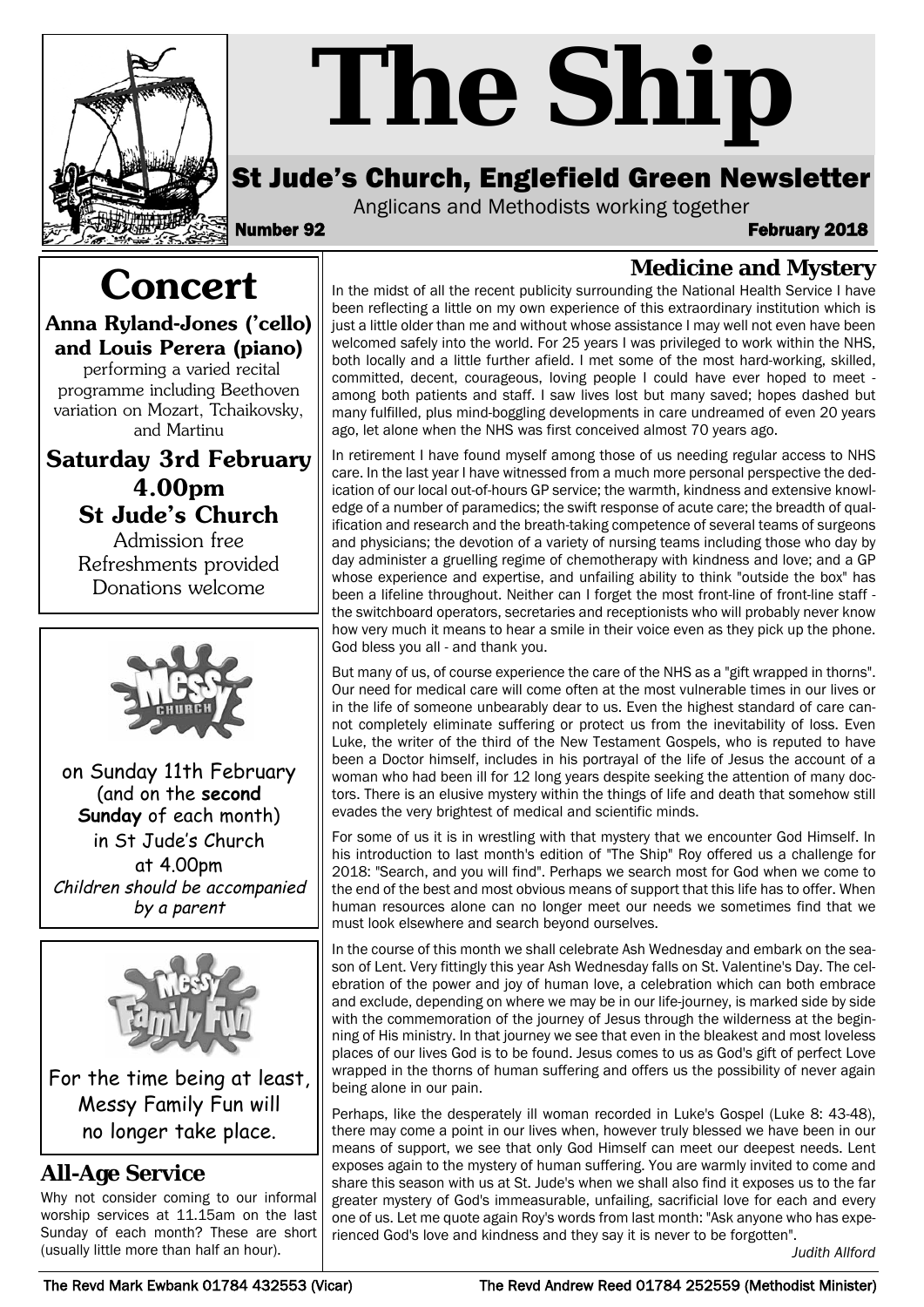# The Ship

## St Jude's Church, Englefield Green Newsletter

Anglicans and Methodists working together

**Number 92** **February 2018**

# Concert

**Anna Ryland-Jones ('cello) and Louis Perera (piano)**

performing a varied recital programme including Beethoven variation on Mozart, Tchaikovsky, and Martinu

**Saturday 3rd February**
**4.00pm**
**St Jude's Church**

Admission free
Refreshments provided
Donations welcome

on Sunday 11th February (and on the **second Sunday** of each month) in St Jude's Church at 4.00pm

*Children should be accompanied by a parent*

For the time being at least, Messy Family Fun will no longer take place.

## All-Age Service

Why not consider coming to our informal worship services at 11.15am on the last Sunday of each month? These are short (usually little more than half an hour).

## Medicine and Mystery

In the midst of all the recent publicity surrounding the National Health Service I have been reflecting a little on my own experience of this extraordinary institution which is just a little older than me and without whose assistance I may well not even have been welcomed safely into the world. For 25 years I was privileged to work within the NHS, both locally and a little further afield. I met some of the most hard-working, skilled, committed, decent, courageous, loving people I could have ever hoped to meet - among both patients and staff. I saw lives lost but many saved; hopes dashed but many fulfilled, plus mind-boggling developments in care undreamed of even 20 years ago, let alone when the NHS was first conceived almost 70 years ago.

In retirement I have found myself among those of us needing regular access to NHS care. In the last year I have witnessed from a much more personal perspective the dedication of our local out-of-hours GP service; the warmth, kindness and extensive knowledge of a number of paramedics; the swift response of acute care; the breadth of qualification and research and the breath-taking competence of several teams of surgeons and physicians; the devotion of a variety of nursing teams including those who day by day administer a gruelling regime of chemotherapy with kindness and love; and a GP whose experience and expertise, and unfailing ability to think "outside the box" has been a lifeline throughout. Neither can I forget the most front-line of front-line staff - the switchboard operators, secretaries and receptionists who will probably never know how very much it means to hear a smile in their voice even as they pick up the phone. God bless you all - and thank you.

But many of us, of course experience the care of the NHS as a "gift wrapped in thorns". Our need for medical care will come often at the most vulnerable times in our lives or in the life of someone unbearably dear to us. Even the highest standard of care cannot completely eliminate suffering or protect us from the inevitability of loss. Even Luke, the writer of the third of the New Testament Gospels, who is reputed to have been a Doctor himself, includes in his portrayal of the life of Jesus the account of a woman who had been ill for 12 long years despite seeking the attention of many doctors. There is an elusive mystery within the things of life and death that somehow still evades the very brightest of medical and scientific minds.

For some of us it is in wrestling with that mystery that we encounter God Himself. In his introduction to last month's edition of "The Ship" Roy offered us a challenge for 2018: "Search, and you will find". Perhaps we search most for God when we come to the end of the best and most obvious means of support that this life has to offer. When human resources alone can no longer meet our needs we sometimes find that we must look elsewhere and search beyond ourselves.

In the course of this month we shall celebrate Ash Wednesday and embark on the season of Lent. Very fittingly this year Ash Wednesday falls on St. Valentine's Day. The celebration of the power and joy of human love, a celebration which can both embrace and exclude, depending on where we may be in our life-journey, is marked side by side with the commemoration of the journey of Jesus through the wilderness at the beginning of His ministry. In that journey we see that even in the bleakest and most loveless places of our lives God is to be found. Jesus comes to us as God's gift of perfect Love wrapped in the thorns of human suffering and offers us the possibility of never again being alone in our pain.

Perhaps, like the desperately ill woman recorded in Luke's Gospel (Luke 8: 43-48), there may come a point in our lives when, however truly blessed we have been in our means of support, we see that only God Himself can meet our deepest needs. Lent exposes again to the mystery of human suffering. You are warmly invited to come and share this season with us at St. Jude's when we shall also find it exposes us to the far greater mystery of God's immeasurable, unfailing, sacrificial love for each and every one of us. Let me quote again Roy's words from last month: "Ask anyone who has experienced God's love and kindness and they say it is never to be forgotten".

*Judith Allford*

The Revd Mark Ewbank 01784 432553 (Vicar) — The Revd Andrew Reed 01784 252559 (Methodist Minister)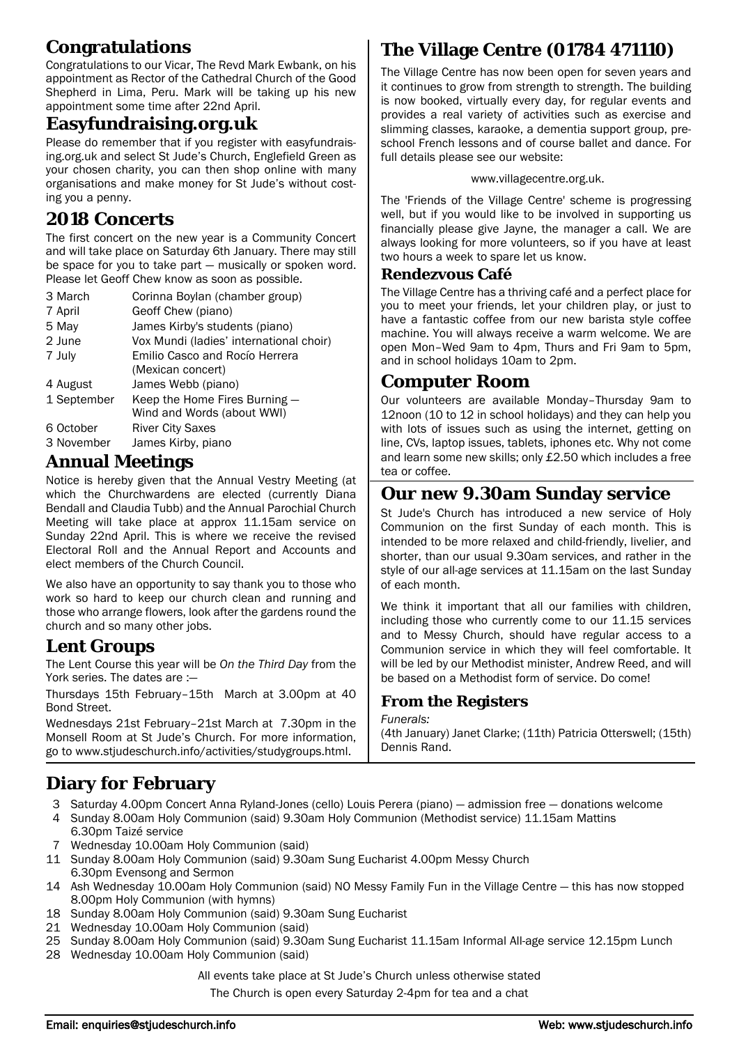## Congratulations

Congratulations to our Vicar, The Revd Mark Ewbank, on his appointment as Rector of the Cathedral Church of the Good Shepherd in Lima, Peru. Mark will be taking up his new appointment some time after 22nd April.

## Easyfundraising.org.uk

Please do remember that if you register with easyfundraising.org.uk and select St Jude's Church, Englefield Green as your chosen charity, you can then shop online with many organisations and make money for St Jude's without costing you a penny.

## 2018 Concerts

The first concert on the new year is a Community Concert and will take place on Saturday 6th January. There may still be space for you to take part — musically or spoken word. Please let Geoff Chew know as soon as possible.

| | |
|---|---|
| 3 March | Corinna Boylan (chamber group) |
| 7 April | Geoff Chew (piano) |
| 5 May | James Kirby's students (piano) |
| 2 June | Vox Mundi (ladies' international choir) |
| 7 July | Emilio Casco and Rocío Herrera (Mexican concert) |
| 4 August | James Webb (piano) |
| 1 September | Keep the Home Fires Burning — Wind and Words (about WWI) |
| 6 October | River City Saxes |
| 3 November | James Kirby, piano |

## Annual Meetings

Notice is hereby given that the Annual Vestry Meeting (at which the Churchwardens are elected (currently Diana Bendall and Claudia Tubb) and the Annual Parochial Church Meeting will take place at approx 11.15am service on Sunday 22nd April. This is where we receive the revised Electoral Roll and the Annual Report and Accounts and elect members of the Church Council.

We also have an opportunity to say thank you to those who work so hard to keep our church clean and running and those who arrange flowers, look after the gardens round the church and so many other jobs.

## Lent Groups

The Lent Course this year will be *On the Third Day* from the York series. The dates are :—

Thursdays 15th February–15th March at 3.00pm at 40 Bond Street.

Wednesdays 21st February–21st March at 7.30pm in the Monsell Room at St Jude's Church. For more information, go to www.stjudeschurch.info/activities/studygroups.html.

## The Village Centre (01784 471110)

The Village Centre has now been open for seven years and it continues to grow from strength to strength. The building is now booked, virtually every day, for regular events and provides a real variety of activities such as exercise and slimming classes, karaoke, a dementia support group, pre-school French lessons and of course ballet and dance. For full details please see our website:

www.villagecentre.org.uk.

The 'Friends of the Village Centre' scheme is progressing well, but if you would like to be involved in supporting us financially please give Jayne, the manager a call. We are always looking for more volunteers, so if you have at least two hours a week to spare let us know.

### Rendezvous Café

The Village Centre has a thriving café and a perfect place for you to meet your friends, let your children play, or just to have a fantastic coffee from our new barista style coffee machine. You will always receive a warm welcome. We are open Mon–Wed 9am to 4pm, Thurs and Fri 9am to 5pm, and in school holidays 10am to 2pm.

## Computer Room

Our volunteers are available Monday–Thursday 9am to 12noon (10 to 12 in school holidays) and they can help you with lots of issues such as using the internet, getting on line, CVs, laptop issues, tablets, iphones etc. Why not come and learn some new skills; only £2.50 which includes a free tea or coffee.

## Our new 9.30am Sunday service

St Jude's Church has introduced a new service of Holy Communion on the first Sunday of each month. This is intended to be more relaxed and child-friendly, livelier, and shorter, than our usual 9.30am services, and rather in the style of our all-age services at 11.15am on the last Sunday of each month.

We think it important that all our families with children, including those who currently come to our 11.15 services and to Messy Church, should have regular access to a Communion service in which they will feel comfortable. It will be led by our Methodist minister, Andrew Reed, and will be based on a Methodist form of service. Do come!

### From the Registers

*Funerals:*
(4th January) Janet Clarke; (11th) Patricia Otterswell; (15th) Dennis Rand.

## Diary for February

- 3 Saturday 4.00pm Concert Anna Ryland-Jones (cello) Louis Perera (piano) — admission free — donations welcome
- 4 Sunday 8.00am Holy Communion (said) 9.30am Holy Communion (Methodist service) 11.15am Mattins 6.30pm Taizé service
- 7 Wednesday 10.00am Holy Communion (said)
- 11 Sunday 8.00am Holy Communion (said) 9.30am Sung Eucharist 4.00pm Messy Church 6.30pm Evensong and Sermon
- 14 Ash Wednesday 10.00am Holy Communion (said) NO Messy Family Fun in the Village Centre — this has now stopped 8.00pm Holy Communion (with hymns)
- 18 Sunday 8.00am Holy Communion (said) 9.30am Sung Eucharist
- 21 Wednesday 10.00am Holy Communion (said)
- 25 Sunday 8.00am Holy Communion (said) 9.30am Sung Eucharist 11.15am Informal All-age service 12.15pm Lunch
- 28 Wednesday 10.00am Holy Communion (said)

All events take place at St Jude's Church unless otherwise stated

The Church is open every Saturday 2-4pm for tea and a chat

Email: enquiries@stjudeschurch.info Web: www.stjudeschurch.info